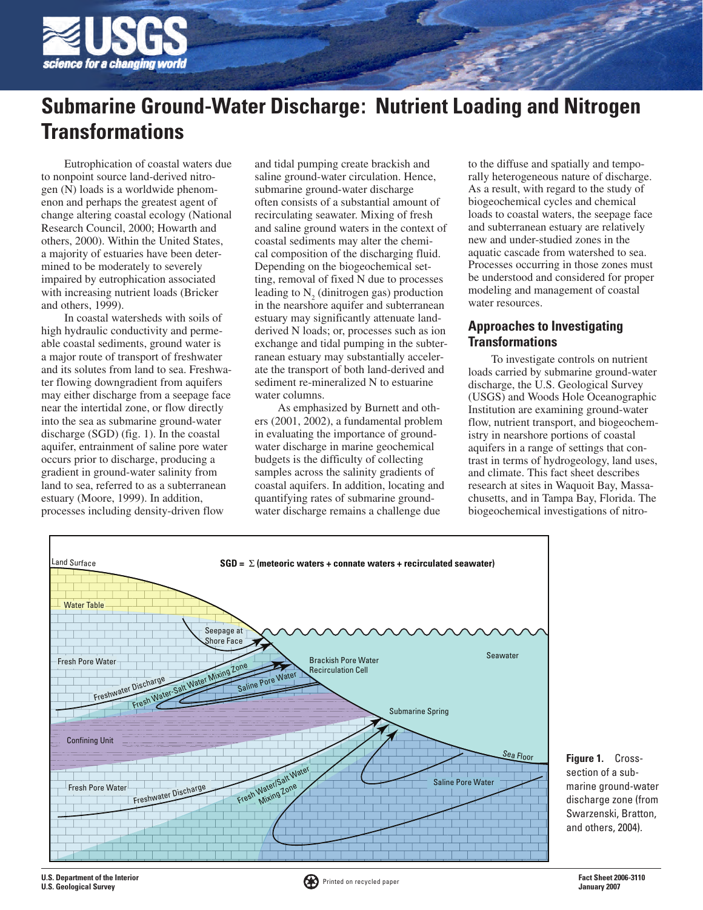# Submarine Ground-Water Discharge: Nutrient Loading and Nitrogen Transformations

Eutrophication of coastal waters due to nonpoint source land-derived nitrogen (N) loads is a worldwide phenomenon and perhaps the greatest agent of change altering coastal ecology (National Research Council, 2000; Howarth and others, 2000). Within the United States, a majority of estuaries have been determined to be moderately to severely impaired by eutrophication associated with increasing nutrient loads (Bricker and others, 1999).

In coastal watersheds with soils of high hydraulic conductivity and permeable coastal sediments, ground water is a major route of transport of freshwater and its solutes from land to sea. Freshwater flowing downgradient from aquifers may either discharge from a seepage face near the intertidal zone, or flow directly into the sea as submarine ground-water discharge (SGD) (fig. 1). In the coastal aquifer, entrainment of saline pore water occurs prior to discharge, producing a gradient in ground-water salinity from land to sea, referred to as a subterranean estuary (Moore, 1999). In addition, processes including density-driven flow and tidal pumping create brackish and saline ground-water circulation. Hence, submarine ground-water discharge often consists of a substantial amount of recirculating seawater. Mixing of fresh and saline ground waters in the context of coastal sediments may alter the chemical composition of the discharging fluid. Depending on the biogeochemical setting, removal of fixed N due to processes leading to $N_2$ (dinitrogen gas) production in the nearshore aquifer and subterranean estuary may significantly attenuate land-derived N loads; or, processes such as ion exchange and tidal pumping in the subterranean estuary may substantially accelerate the transport of both land-derived and sediment re-mineralized N to estuarine water columns.

As emphasized by Burnett and others (2001, 2002), a fundamental problem in evaluating the importance of ground-water discharge in marine geochemical budgets is the difficulty of collecting samples across the salinity gradients of coastal aquifers. In addition, locating and quantifying rates of submarine ground-water discharge remains a challenge due to the diffuse and spatially and temporally heterogeneous nature of discharge. As a result, with regard to the study of biogeochemical cycles and chemical loads to coastal waters, the seepage face and subterranean estuary are relatively new and under-studied zones in the aquatic cascade from watershed to sea. Processes occurring in those zones must be understood and considered for proper modeling and management of coastal water resources.

## Approaches to Investigating Transformations

To investigate controls on nutrient loads carried by submarine ground-water discharge, the U.S. Geological Survey (USGS) and Woods Hole Oceanographic Institution are examining ground-water flow, nutrient transport, and biogeochemistry in nearshore portions of coastal aquifers in a range of settings that contrast in terms of hydrogeology, land uses, and climate. This fact sheet describes research at sites in Waquoit Bay, Massachusetts, and in Tampa Bay, Florida. The biogeochemical investigations of nitro-

**Figure 1.** Cross-section of a submarine ground-water discharge zone (from Swarzenski, Bratton, and others, 2004).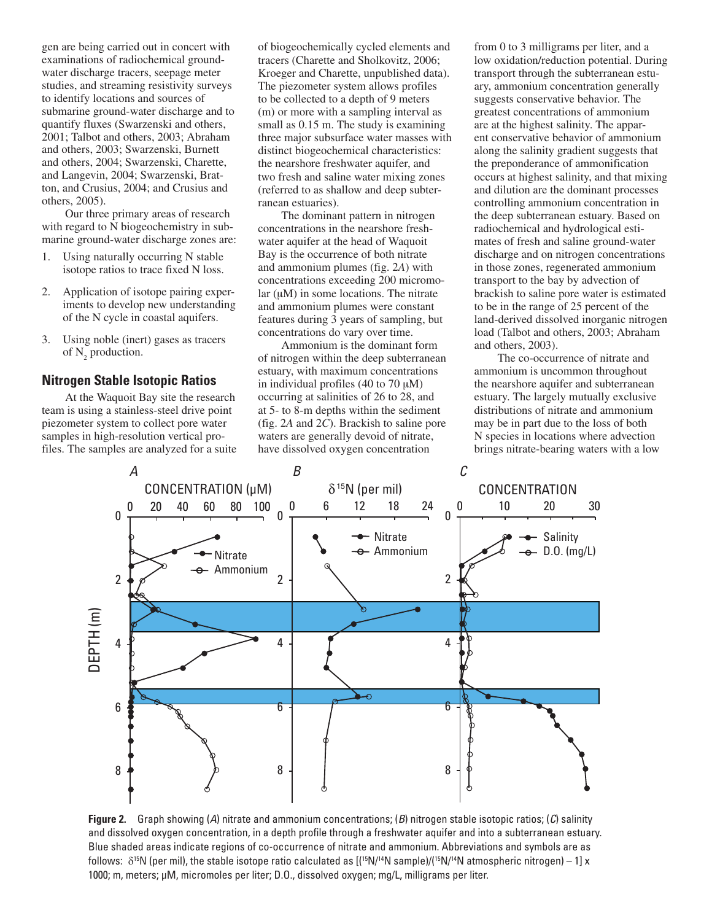gen are being carried out in concert with examinations of radiochemical ground-water discharge tracers, seepage meter studies, and streaming resistivity surveys to identify locations and sources of submarine ground-water discharge and to quantify fluxes (Swarzenski and others, 2001; Talbot and others, 2003; Abraham and others, 2003; Swarzenski, Burnett and others, 2004; Swarzenski, Charette, and Langevin, 2004; Swarzenski, Bratton, and Crusius, 2004; and Crusius and others, 2005).

Our three primary areas of research with regard to N biogeochemistry in submarine ground-water discharge zones are:

1. Using naturally occurring N stable isotope ratios to trace fixed N loss.
2. Application of isotope pairing experiments to develop new understanding of the N cycle in coastal aquifers.
3. Using noble (inert) gases as tracers of $N_2$ production.

## Nitrogen Stable Isotopic Ratios

At the Waquoit Bay site the research team is using a stainless-steel drive point piezometer system to collect pore water samples in high-resolution vertical profiles. The samples are analyzed for a suite of biogeochemically cycled elements and tracers (Charette and Sholkovitz, 2006; Kroeger and Charette, unpublished data). The piezometer system allows profiles to be collected to a depth of 9 meters (m) or more with a sampling interval as small as 0.15 m. The study is examining three major subsurface water masses with distinct biogeochemical characteristics: the nearshore freshwater aquifer, and two fresh and saline water mixing zones (referred to as shallow and deep subterranean estuaries).

The dominant pattern in nitrogen concentrations in the nearshore freshwater aquifer at the head of Waquoit Bay is the occurrence of both nitrate and ammonium plumes (fig. 2*A*) with concentrations exceeding 200 micromolar (μM) in some locations. The nitrate and ammonium plumes were constant features during 3 years of sampling, but concentrations do vary over time.

Ammonium is the dominant form of nitrogen within the deep subterranean estuary, with maximum concentrations in individual profiles (40 to 70 μM) occurring at salinities of 26 to 28, and at 5- to 8-m depths within the sediment (fig. 2*A* and 2*C*). Brackish to saline pore waters are generally devoid of nitrate, have dissolved oxygen concentration from 0 to 3 milligrams per liter, and a low oxidation/reduction potential. During transport through the subterranean estuary, ammonium concentration generally suggests conservative behavior. The greatest concentrations of ammonium are at the highest salinity. The apparent conservative behavior of ammonium along the salinity gradient suggests that the preponderance of ammonification occurs at highest salinity, and that mixing and dilution are the dominant processes controlling ammonium concentration in the deep subterranean estuary. Based on radiochemical and hydrological estimates of fresh and saline ground-water discharge and on nitrogen concentrations in those zones, regenerated ammonium transport to the bay by advection of brackish to saline pore water is estimated to be in the range of 25 percent of the land-derived dissolved inorganic nitrogen load (Talbot and others, 2003; Abraham and others, 2003).

The co-occurrence of nitrate and ammonium is uncommon throughout the nearshore aquifer and subterranean estuary. The largely mutually exclusive distributions of nitrate and ammonium may be in part due to the loss of both N species in locations where advection brings nitrate-bearing waters with a low

**Figure 2.** Graph showing (*A*) nitrate and ammonium concentrations; (*B*) nitrogen stable isotopic ratios; (*C*) salinity and dissolved oxygen concentration, in a depth profile through a freshwater aquifer and into a subterranean estuary. Blue shaded areas indicate regions of co-occurrence of nitrate and ammonium. Abbreviations and symbols are as follows: $\delta^{15}N$ (per mil), the stable isotope ratio calculated as $[(^{15}N/^{14}N \text{ sample})/(^{15}N/^{14}N \text{ atmospheric nitrogen}) - 1] \times 1000$; m, meters; μM, micromoles per liter; D.O., dissolved oxygen; mg/L, milligrams per liter.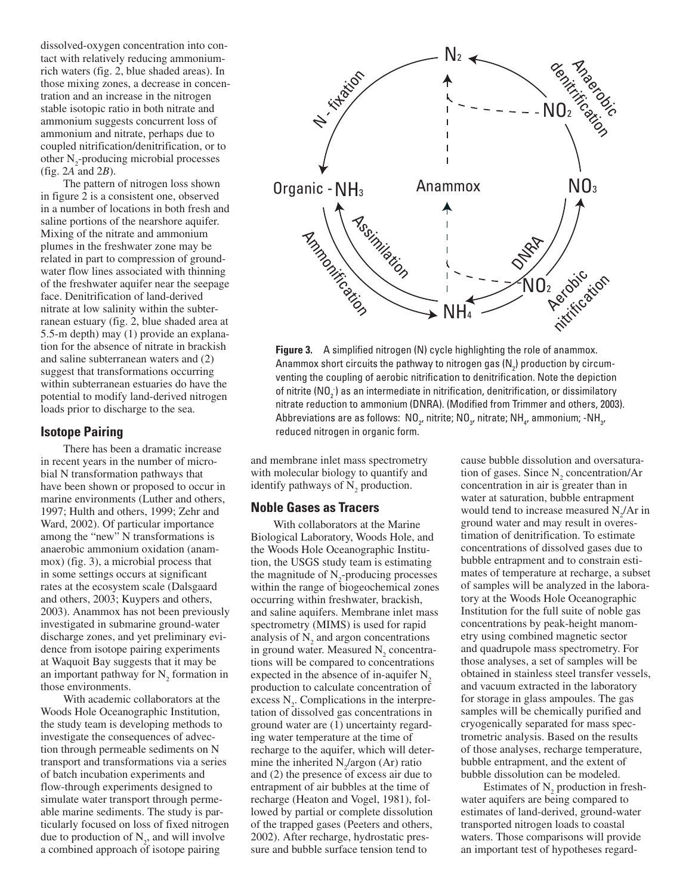dissolved-oxygen concentration into contact with relatively reducing ammonium-rich waters (fig. 2, blue shaded areas). In those mixing zones, a decrease in concentration and an increase in the nitrogen stable isotopic ratio in both nitrate and ammonium suggests concurrent loss of ammonium and nitrate, perhaps due to coupled nitrification/denitrification, or to other $N_2$-producing microbial processes (fig. 2*A* and 2*B*).

The pattern of nitrogen loss shown in figure 2 is a consistent one, observed in a number of locations in both fresh and saline portions of the nearshore aquifer. Mixing of the nitrate and ammonium plumes in the freshwater zone may be related in part to compression of ground-water flow lines associated with thinning of the freshwater aquifer near the seepage face. Denitrification of land-derived nitrate at low salinity within the subterranean estuary (fig. 2, blue shaded area at 5.5-m depth) may (1) provide an explanation for the absence of nitrate in brackish and saline subterranean waters and (2) suggest that transformations occurring within subterranean estuaries do have the potential to modify land-derived nitrogen loads prior to discharge to the sea.

## Isotope Pairing

There has been a dramatic increase in recent years in the number of microbial N transformation pathways that have been shown or proposed to occur in marine environments (Luther and others, 1997; Hulth and others, 1999; Zehr and Ward, 2002). Of particular importance among the "new" N transformations is anaerobic ammonium oxidation (anammox) (fig. 3), a microbial process that in some settings occurs at significant rates at the ecosystem scale (Dalsgaard and others, 2003; Kuypers and others, 2003). Anammox has not been previously investigated in submarine ground-water discharge zones, and yet preliminary evidence from isotope pairing experiments at Waquoit Bay suggests that it may be an important pathway for $N_2$ formation in those environments.

With academic collaborators at the Woods Hole Oceanographic Institution, the study team is developing methods to investigate the consequences of advection through permeable sediments on N transport and transformations via a series of batch incubation experiments and flow-through experiments designed to simulate water transport through permeable marine sediments. The study is particularly focused on loss of fixed nitrogen due to production of $N_2$, and will involve a combined approach of isotope pairing and membrane inlet mass spectrometry with molecular biology to quantify and identify pathways of $N_2$ production.

**Figure 3.** A simplified nitrogen (N) cycle highlighting the role of anammox. Anammox short circuits the pathway to nitrogen gas ($N_2$) production by circumventing the coupling of aerobic nitrification to denitrification. Note the depiction of nitrite ($NO_2^-$) as an intermediate in nitrification, denitrification, or dissimilatory nitrate reduction to ammonium (DNRA). (Modified from Trimmer and others, 2003). Abbreviations are as follows: $NO_2$, nitrite; $NO_3$, nitrate; $NH_4$, ammonium; $-NH_3$, reduced nitrogen in organic form.

## Noble Gases as Tracers

With collaborators at the Marine Biological Laboratory, Woods Hole, and the Woods Hole Oceanographic Institution, the USGS study team is estimating the magnitude of $N_2$-producing processes within the range of biogeochemical zones occurring within freshwater, brackish, and saline aquifers. Membrane inlet mass spectrometry (MIMS) is used for rapid analysis of $N_2$ and argon concentrations in ground water. Measured $N_2$ concentrations will be compared to concentrations expected in the absence of in-aquifer $N_2$ production to calculate concentration of excess $N_2$. Complications in the interpretation of dissolved gas concentrations in ground water are (1) uncertainty regarding water temperature at the time of recharge to the aquifer, which will determine the inherited $N_2$/argon (Ar) ratio and (2) the presence of excess air due to entrapment of air bubbles at the time of recharge (Heaton and Vogel, 1981), followed by partial or complete dissolution of the trapped gases (Peeters and others, 2002). After recharge, hydrostatic pressure and bubble surface tension tend to cause bubble dissolution and oversaturation of gases. Since $N_2$ concentration/Ar concentration in air is greater than in water at saturation, bubble entrapment would tend to increase measured $N_2$/Ar in ground water and may result in overestimation of denitrification. To estimate concentrations of dissolved gases due to bubble entrapment and to constrain estimates of temperature at recharge, a subset of samples will be analyzed in the laboratory at the Woods Hole Oceanographic Institution for the full suite of noble gas concentrations by peak-height manometry using combined magnetic sector and quadrupole mass spectrometry. For those analyses, a set of samples will be obtained in stainless steel transfer vessels, and vacuum extracted in the laboratory for storage in glass ampoules. The gas samples will be chemically purified and cryogenically separated for mass spectrometric analysis. Based on the results of those analyses, recharge temperature, bubble entrapment, and the extent of bubble dissolution can be modeled.

Estimates of $N_2$ production in freshwater aquifers are being compared to estimates of land-derived, ground-water transported nitrogen loads to coastal waters. Those comparisons will provide an important test of hypotheses regard-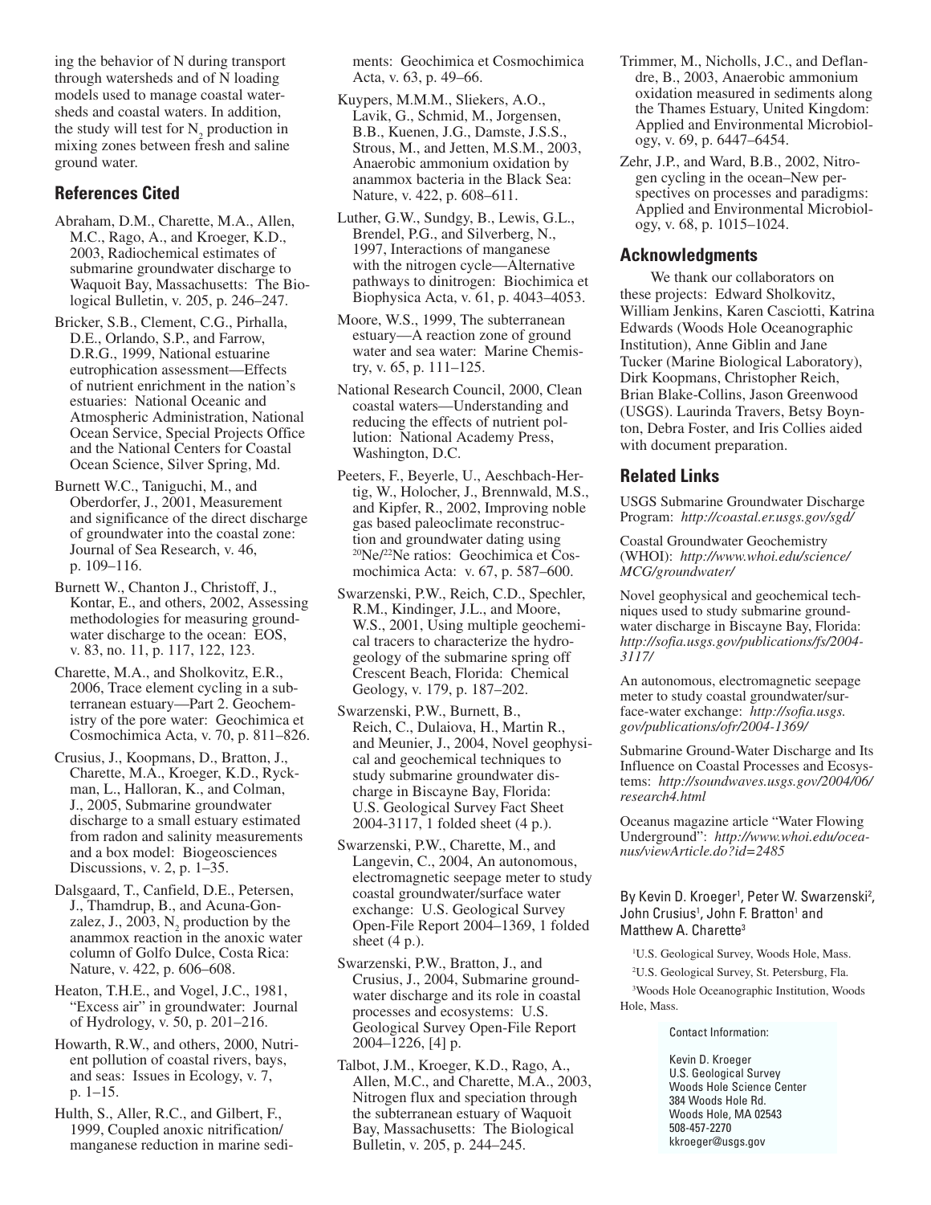ing the behavior of N during transport through watersheds and of N loading models used to manage coastal watersheds and coastal waters. In addition, the study will test for $N_2$ production in mixing zones between fresh and saline ground water.

## References Cited

Abraham, D.M., Charette, M.A., Allen, M.C., Rago, A., and Kroeger, K.D., 2003, Radiochemical estimates of submarine groundwater discharge to Waquoit Bay, Massachusetts: The Biological Bulletin, v. 205, p. 246–247.

Bricker, S.B., Clement, C.G., Pirhalla, D.E., Orlando, S.P., and Farrow, D.R.G., 1999, National estuarine eutrophication assessment—Effects of nutrient enrichment in the nation's estuaries: National Oceanic and Atmospheric Administration, National Ocean Service, Special Projects Office and the National Centers for Coastal Ocean Science, Silver Spring, Md.

Burnett W.C., Taniguchi, M., and Oberdorfer, J., 2001, Measurement and significance of the direct discharge of groundwater into the coastal zone: Journal of Sea Research, v. 46, p. 109–116.

Burnett W., Chanton J., Christoff, J., Kontar, E., and others, 2002, Assessing methodologies for measuring groundwater discharge to the ocean: EOS, v. 83, no. 11, p. 117, 122, 123.

Charette, M.A., and Sholkovitz, E.R., 2006, Trace element cycling in a subterranean estuary—Part 2. Geochemistry of the pore water: Geochimica et Cosmochimica Acta, v. 70, p. 811–826.

Crusius, J., Koopmans, D., Bratton, J., Charette, M.A., Kroeger, K.D., Ryckman, L., Halloran, K., and Colman, J., 2005, Submarine groundwater discharge to a small estuary estimated from radon and salinity measurements and a box model: Biogeosciences Discussions, v. 2, p. 1–35.

Dalsgaard, T., Canfield, D.E., Petersen, J., Thamdrup, B., and Acuna-Gonzalez, J., 2003, $N_2$ production by the anammox reaction in the anoxic water column of Golfo Dulce, Costa Rica: Nature, v. 422, p. 606–608.

Heaton, T.H.E., and Vogel, J.C., 1981, "Excess air" in groundwater: Journal of Hydrology, v. 50, p. 201–216.

Howarth, R.W., and others, 2000, Nutrient pollution of coastal rivers, bays, and seas: Issues in Ecology, v. 7, p. 1–15.

Hulth, S., Aller, R.C., and Gilbert, F., 1999, Coupled anoxic nitrification/manganese reduction in marine sediments: Geochimica et Cosmochimica Acta, v. 63, p. 49–66.

Kuypers, M.M.M., Sliekers, A.O., Lavik, G., Schmid, M., Jorgensen, B.B., Kuenen, J.G., Damste, J.S.S., Strous, M., and Jetten, M.S.M., 2003, Anaerobic ammonium oxidation by anammox bacteria in the Black Sea: Nature, v. 422, p. 608–611.

Luther, G.W., Sundgy, B., Lewis, G.L., Brendel, P.G., and Silverberg, N., 1997, Interactions of manganese with the nitrogen cycle—Alternative pathways to dinitrogen: Biochimica et Biophysica Acta, v. 61, p. 4043–4053.

Moore, W.S., 1999, The subterranean estuary—A reaction zone of ground water and sea water: Marine Chemistry, v. 65, p. 111–125.

National Research Council, 2000, Clean coastal waters—Understanding and reducing the effects of nutrient pollution: National Academy Press, Washington, D.C.

Peeters, F., Beyerle, U., Aeschbach-Hertig, W., Holocher, J., Brennwald, M.S., and Kipfer, R., 2002, Improving noble gas based paleoclimate reconstruction and groundwater dating using $^{20}Ne/^{22}Ne$ ratios: Geochimica et Cosmochimica Acta: v. 67, p. 587–600.

Swarzenski, P.W., Reich, C.D., Spechler, R.M., Kindinger, J.L., and Moore, W.S., 2001, Using multiple geochemical tracers to characterize the hydrogeology of the submarine spring off Crescent Beach, Florida: Chemical Geology, v. 179, p. 187–202.

Swarzenski, P.W., Burnett, B., Reich, C., Dulaiova, H., Martin R., and Meunier, J., 2004, Novel geophysical and geochemical techniques to study submarine groundwater discharge in Biscayne Bay, Florida: U.S. Geological Survey Fact Sheet 2004-3117, 1 folded sheet (4 p.).

Swarzenski, P.W., Charette, M., and Langevin, C., 2004, An autonomous, electromagnetic seepage meter to study coastal groundwater/surface water exchange: U.S. Geological Survey Open-File Report 2004–1369, 1 folded sheet (4 p.).

Swarzenski, P.W., Bratton, J., and Crusius, J., 2004, Submarine groundwater discharge and its role in coastal processes and ecosystems: U.S. Geological Survey Open-File Report 2004–1226, [4] p.

Talbot, J.M., Kroeger, K.D., Rago, A., Allen, M.C., and Charette, M.A., 2003, Nitrogen flux and speciation through the subterranean estuary of Waquoit Bay, Massachusetts: The Biological Bulletin, v. 205, p. 244–245.

Trimmer, M., Nicholls, J.C., and Deflandre, B., 2003, Anaerobic ammonium oxidation measured in sediments along the Thames Estuary, United Kingdom: Applied and Environmental Microbiology, v. 69, p. 6447–6454.

Zehr, J.P., and Ward, B.B., 2002, Nitrogen cycling in the ocean–New perspectives on processes and paradigms: Applied and Environmental Microbiology, v. 68, p. 1015–1024.

## Acknowledgments

We thank our collaborators on these projects: Edward Sholkovitz, William Jenkins, Karen Casciotti, Katrina Edwards (Woods Hole Oceanographic Institution), Anne Giblin and Jane Tucker (Marine Biological Laboratory), Dirk Koopmans, Christopher Reich, Brian Blake-Collins, Jason Greenwood (USGS). Laurinda Travers, Betsy Boynton, Debra Foster, and Iris Collies aided with document preparation.

## Related Links

USGS Submarine Groundwater Discharge Program: *http://coastal.er.usgs.gov/sgd/*

Coastal Groundwater Geochemistry (WHOI): *http://www.whoi.edu/science/MCG/groundwater/*

Novel geophysical and geochemical techniques used to study submarine groundwater discharge in Biscayne Bay, Florida: *http://sofia.usgs.gov/publications/fs/2004-3117/*

An autonomous, electromagnetic seepage meter to study coastal groundwater/surface-water exchange: *http://sofia.usgs.gov/publications/ofr/2004-1369/*

Submarine Ground-Water Discharge and Its Influence on Coastal Processes and Ecosystems: *http://soundwaves.usgs.gov/2004/06/research4.html*

Oceanus magazine article "Water Flowing Underground": *http://www.whoi.edu/oceanus/viewArticle.do?id=2485*

By Kevin D. Kroeger[1], Peter W. Swarzenski[2], John Crusius[1], John F. Bratton[1] and Matthew A. Charette[3]

[1]U.S. Geological Survey, Woods Hole, Mass.

[2]U.S. Geological Survey, St. Petersburg, Fla.

[3]Woods Hole Oceanographic Institution, Woods Hole, Mass.

Contact Information:

Kevin D. Kroeger
U.S. Geological Survey
Woods Hole Science Center
384 Woods Hole Rd.
Woods Hole, MA 02543
508-457-2270
kkroeger@usgs.gov